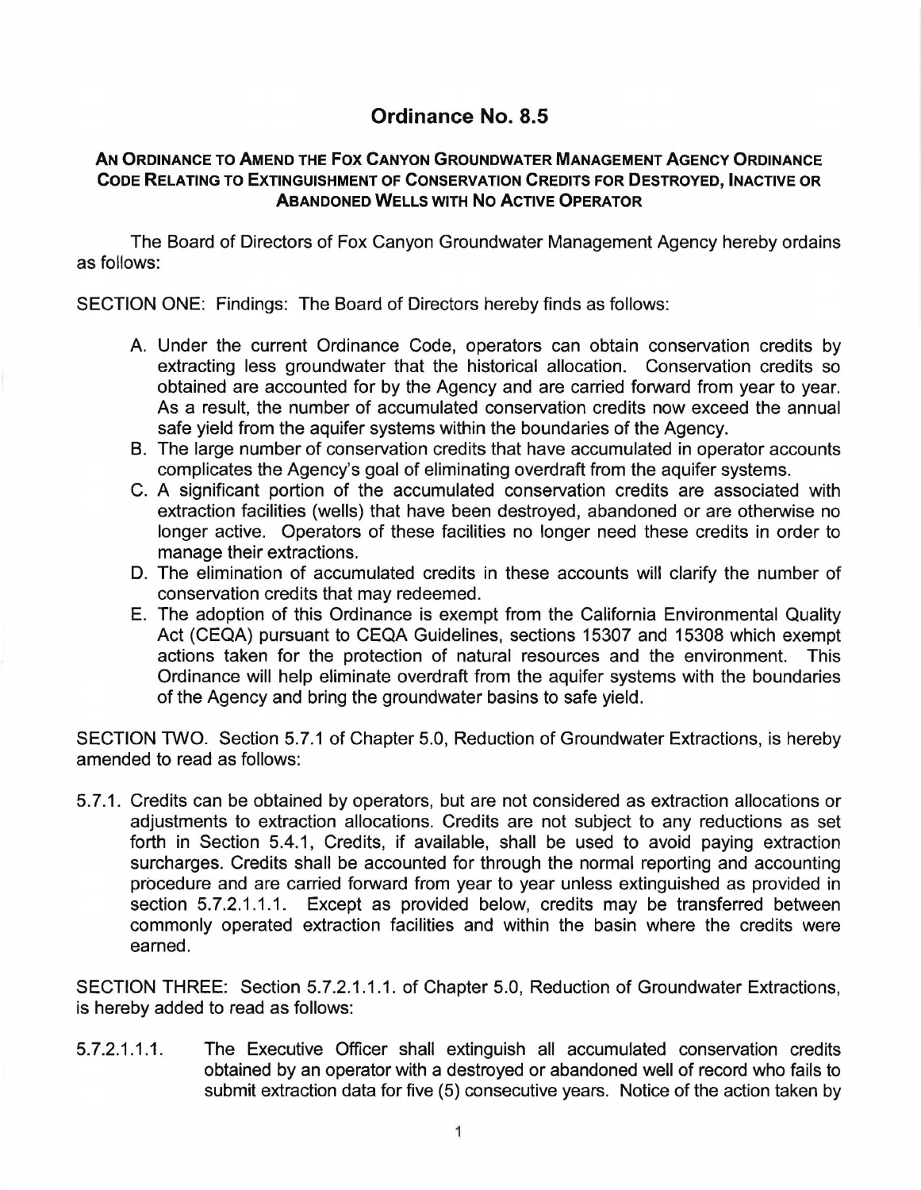# Ordinance No. 8.5

## An Ordinance to Amend the Fox Canyon Groundwater Management Agency Ordinance Code Relating to Extinguishment of Conservation Credits for Destroyed, Inactive or Abandoned Wells with No Active Operator

The Board of Directors of Fox Canyon Groundwater Management Agency hereby ordains as follows:

SECTION ONE: Findings: The Board of Directors hereby finds as follows:

A. Under the current Ordinance Code, operators can obtain conservation credits by extracting less groundwater that the historical allocation. Conservation credits so obtained are accounted for by the Agency and are carried forward from year to year. As a result, the number of accumulated conservation credits now exceed the annual safe yield from the aquifer systems within the boundaries of the Agency.
B. The large number of conservation credits that have accumulated in operator accounts complicates the Agency's goal of eliminating overdraft from the aquifer systems.
C. A significant portion of the accumulated conservation credits are associated with extraction facilities (wells) that have been destroyed, abandoned or are otherwise no longer active. Operators of these facilities no longer need these credits in order to manage their extractions.
D. The elimination of accumulated credits in these accounts will clarify the number of conservation credits that may redeemed.
E. The adoption of this Ordinance is exempt from the California Environmental Quality Act (CEQA) pursuant to CEQA Guidelines, sections 15307 and 15308 which exempt actions taken for the protection of natural resources and the environment. This Ordinance will help eliminate overdraft from the aquifer systems with the boundaries of the Agency and bring the groundwater basins to safe yield.

SECTION TWO. Section 5.7.1 of Chapter 5.0, Reduction of Groundwater Extractions, is hereby amended to read as follows:

5.7.1. Credits can be obtained by operators, but are not considered as extraction allocations or adjustments to extraction allocations. Credits are not subject to any reductions as set forth in Section 5.4.1, Credits, if available, shall be used to avoid paying extraction surcharges. Credits shall be accounted for through the normal reporting and accounting procedure and are carried forward from year to year unless extinguished as provided in section 5.7.2.1.1.1. Except as provided below, credits may be transferred between commonly operated extraction facilities and within the basin where the credits were earned.

SECTION THREE: Section 5.7.2.1.1.1. of Chapter 5.0, Reduction of Groundwater Extractions, is hereby added to read as follows:

5.7.2.1.1.1. The Executive Officer shall extinguish all accumulated conservation credits obtained by an operator with a destroyed or abandoned well of record who fails to submit extraction data for five (5) consecutive years. Notice of the action taken by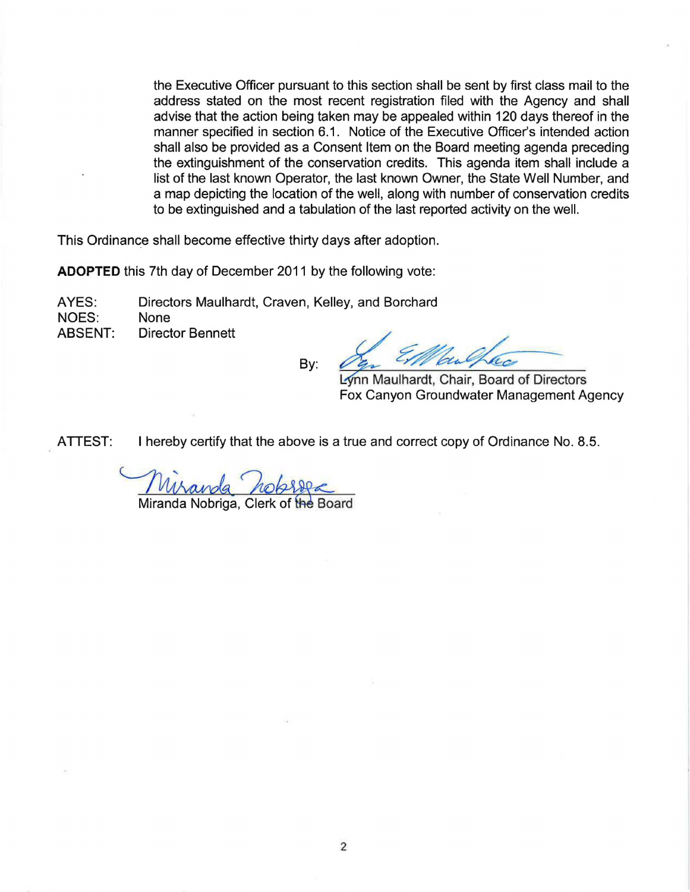the Executive Officer pursuant to this section shall be sent by first class mail to the address stated on the most recent registration filed with the Agency and shall advise that the action being taken may be appealed within 120 days thereof in the manner specified in section 6.1. Notice of the Executive Officer's intended action shall also be provided as a Consent Item on the Board meeting agenda preceding the extinguishment of the conservation credits. This agenda item shall include a list of the last known Operator, the last known Owner, the State Well Number, and a map depicting the location of the well, along with number of conservation credits to be extinguished and a tabulation of the last reported activity on the well.

This Ordinance shall become effective thirty days after adoption.

**ADOPTED** this 7th day of December 2011 by the following vote:

AYES: Directors Maulhardt, Craven, Kelley, and Borchard
NOES: None
ABSENT: Director Bennett

By: 

Lynn Maulhardt, Chair, Board of Directors
Fox Canyon Groundwater Management Agency

ATTEST: I hereby certify that the above is a true and correct copy of Ordinance No. 8.5.

Miranda Nobriga, Clerk of the Board